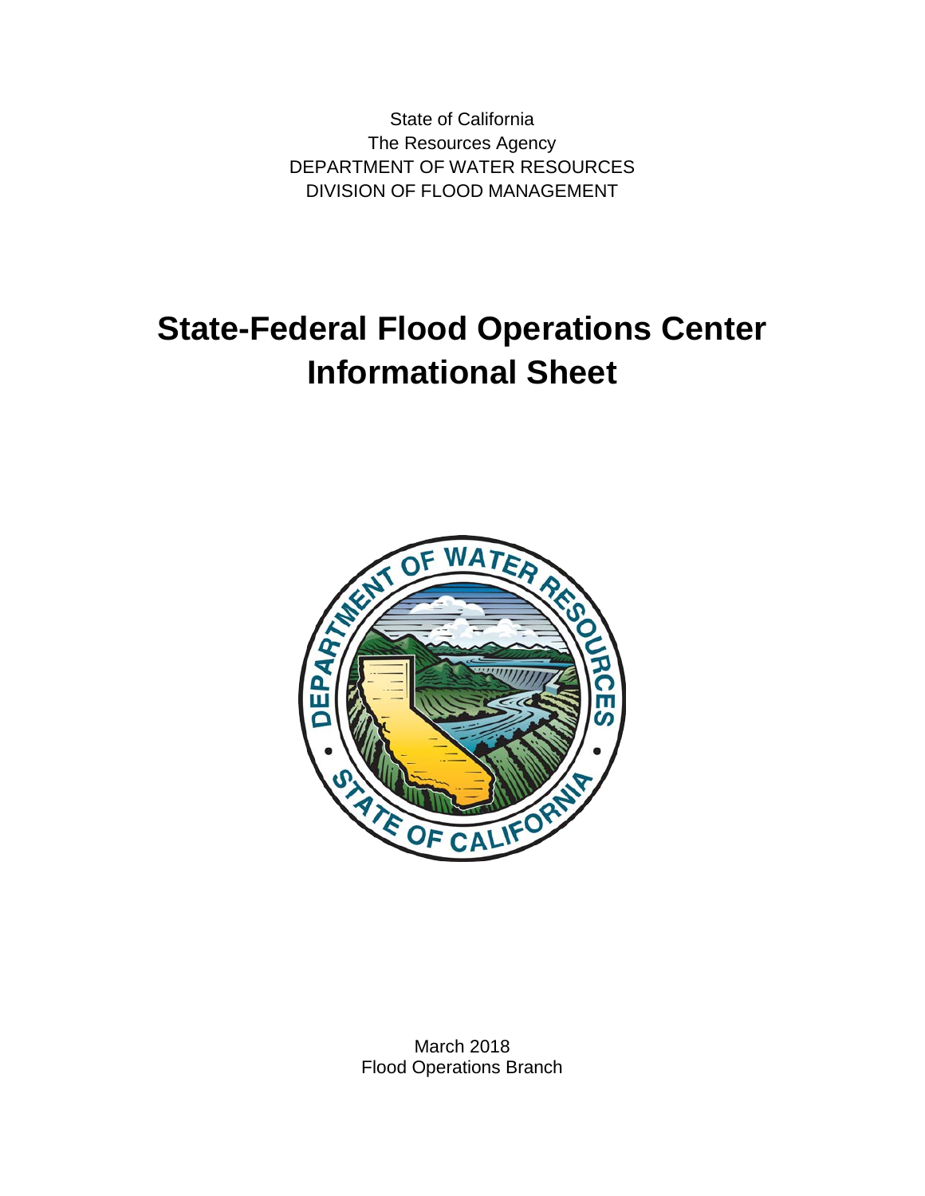State of California
The Resources Agency
DEPARTMENT OF WATER RESOURCES
DIVISION OF FLOOD MANAGEMENT

# State-Federal Flood Operations Center Informational Sheet

March 2018
Flood Operations Branch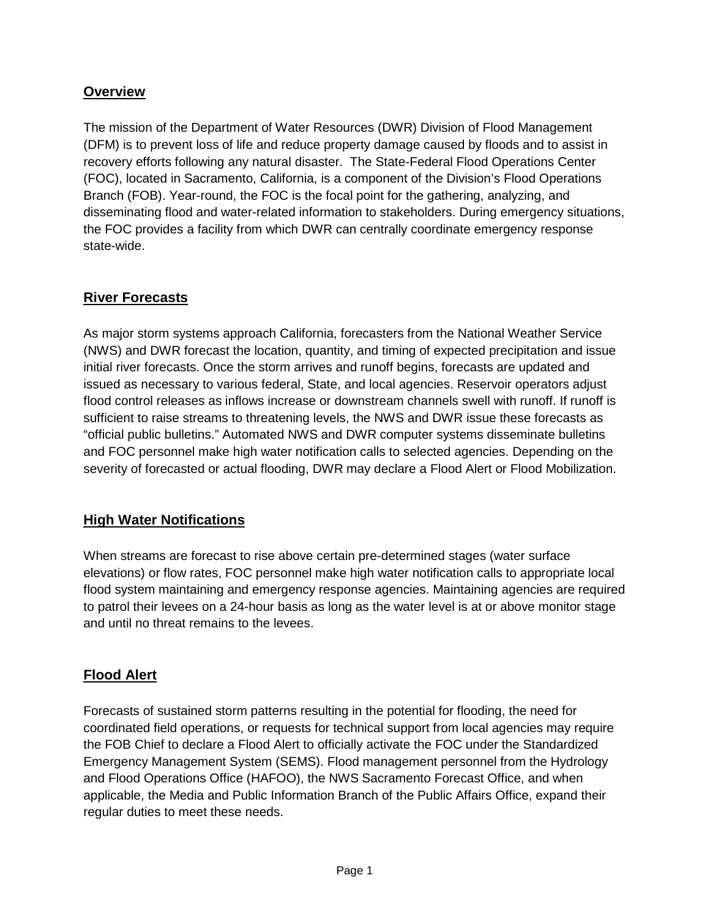## Overview

The mission of the Department of Water Resources (DWR) Division of Flood Management (DFM) is to prevent loss of life and reduce property damage caused by floods and to assist in recovery efforts following any natural disaster. The State-Federal Flood Operations Center (FOC), located in Sacramento, California, is a component of the Division's Flood Operations Branch (FOB). Year-round, the FOC is the focal point for the gathering, analyzing, and disseminating flood and water-related information to stakeholders. During emergency situations, the FOC provides a facility from which DWR can centrally coordinate emergency response state-wide.

## River Forecasts

As major storm systems approach California, forecasters from the National Weather Service (NWS) and DWR forecast the location, quantity, and timing of expected precipitation and issue initial river forecasts. Once the storm arrives and runoff begins, forecasts are updated and issued as necessary to various federal, State, and local agencies. Reservoir operators adjust flood control releases as inflows increase or downstream channels swell with runoff. If runoff is sufficient to raise streams to threatening levels, the NWS and DWR issue these forecasts as "official public bulletins." Automated NWS and DWR computer systems disseminate bulletins and FOC personnel make high water notification calls to selected agencies. Depending on the severity of forecasted or actual flooding, DWR may declare a Flood Alert or Flood Mobilization.

## High Water Notifications

When streams are forecast to rise above certain pre-determined stages (water surface elevations) or flow rates, FOC personnel make high water notification calls to appropriate local flood system maintaining and emergency response agencies. Maintaining agencies are required to patrol their levees on a 24-hour basis as long as the water level is at or above monitor stage and until no threat remains to the levees.

## Flood Alert

Forecasts of sustained storm patterns resulting in the potential for flooding, the need for coordinated field operations, or requests for technical support from local agencies may require the FOB Chief to declare a Flood Alert to officially activate the FOC under the Standardized Emergency Management System (SEMS). Flood management personnel from the Hydrology and Flood Operations Office (HAFOO), the NWS Sacramento Forecast Office, and when applicable, the Media and Public Information Branch of the Public Affairs Office, expand their regular duties to meet these needs.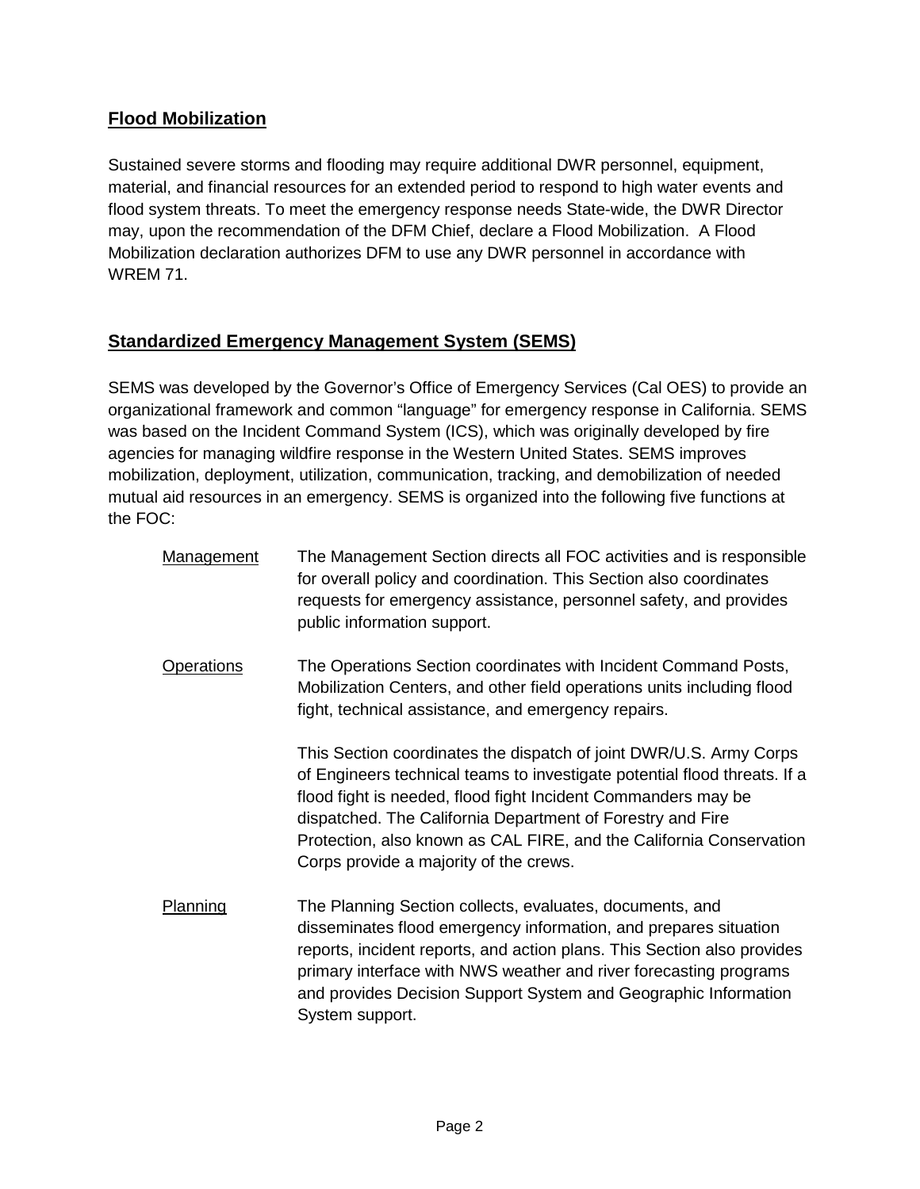## Flood Mobilization

Sustained severe storms and flooding may require additional DWR personnel, equipment, material, and financial resources for an extended period to respond to high water events and flood system threats. To meet the emergency response needs State-wide, the DWR Director may, upon the recommendation of the DFM Chief, declare a Flood Mobilization. A Flood Mobilization declaration authorizes DFM to use any DWR personnel in accordance with WREM 71.

## Standardized Emergency Management System (SEMS)

SEMS was developed by the Governor's Office of Emergency Services (Cal OES) to provide an organizational framework and common "language" for emergency response in California. SEMS was based on the Incident Command System (ICS), which was originally developed by fire agencies for managing wildfire response in the Western United States. SEMS improves mobilization, deployment, utilization, communication, tracking, and demobilization of needed mutual aid resources in an emergency. SEMS is organized into the following five functions at the FOC:

**Management** — The Management Section directs all FOC activities and is responsible for overall policy and coordination. This Section also coordinates requests for emergency assistance, personnel safety, and provides public information support.

**Operations** — The Operations Section coordinates with Incident Command Posts, Mobilization Centers, and other field operations units including flood fight, technical assistance, and emergency repairs.

This Section coordinates the dispatch of joint DWR/U.S. Army Corps of Engineers technical teams to investigate potential flood threats. If a flood fight is needed, flood fight Incident Commanders may be dispatched. The California Department of Forestry and Fire Protection, also known as CAL FIRE, and the California Conservation Corps provide a majority of the crews.

**Planning** — The Planning Section collects, evaluates, documents, and disseminates flood emergency information, and prepares situation reports, incident reports, and action plans. This Section also provides primary interface with NWS weather and river forecasting programs and provides Decision Support System and Geographic Information System support.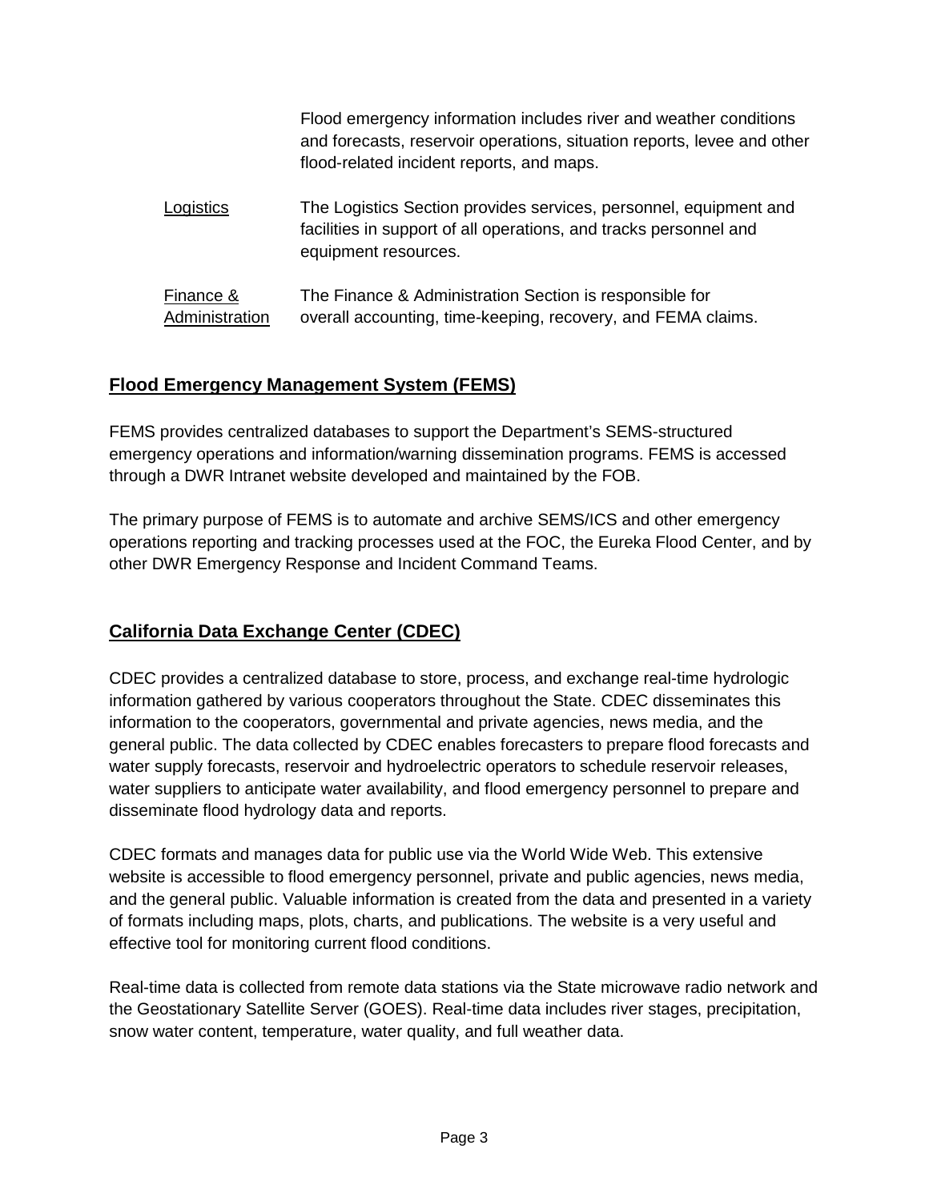Flood emergency information includes river and weather conditions and forecasts, reservoir operations, situation reports, levee and other flood-related incident reports, and maps.

| | |
|---|---|
| Logistics | The Logistics Section provides services, personnel, equipment and facilities in support of all operations, and tracks personnel and equipment resources. |
| Finance & Administration | The Finance & Administration Section is responsible for overall accounting, time-keeping, recovery, and FEMA claims. |

## Flood Emergency Management System (FEMS)

FEMS provides centralized databases to support the Department's SEMS-structured emergency operations and information/warning dissemination programs. FEMS is accessed through a DWR Intranet website developed and maintained by the FOB.

The primary purpose of FEMS is to automate and archive SEMS/ICS and other emergency operations reporting and tracking processes used at the FOC, the Eureka Flood Center, and by other DWR Emergency Response and Incident Command Teams.

## California Data Exchange Center (CDEC)

CDEC provides a centralized database to store, process, and exchange real-time hydrologic information gathered by various cooperators throughout the State. CDEC disseminates this information to the cooperators, governmental and private agencies, news media, and the general public. The data collected by CDEC enables forecasters to prepare flood forecasts and water supply forecasts, reservoir and hydroelectric operators to schedule reservoir releases, water suppliers to anticipate water availability, and flood emergency personnel to prepare and disseminate flood hydrology data and reports.

CDEC formats and manages data for public use via the World Wide Web. This extensive website is accessible to flood emergency personnel, private and public agencies, news media, and the general public. Valuable information is created from the data and presented in a variety of formats including maps, plots, charts, and publications. The website is a very useful and effective tool for monitoring current flood conditions.

Real-time data is collected from remote data stations via the State microwave radio network and the Geostationary Satellite Server (GOES). Real-time data includes river stages, precipitation, snow water content, temperature, water quality, and full weather data.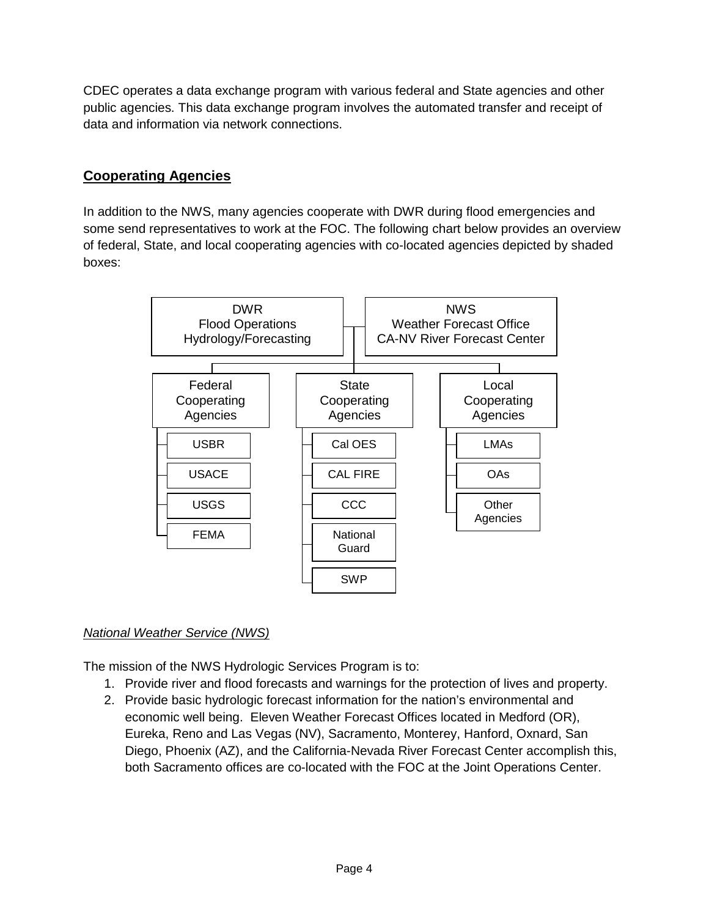CDEC operates a data exchange program with various federal and State agencies and other public agencies. This data exchange program involves the automated transfer and receipt of data and information via network connections.

## Cooperating Agencies

In addition to the NWS, many agencies cooperate with DWR during flood emergencies and some send representatives to work at the FOC. The following chart below provides an overview of federal, State, and local cooperating agencies with co-located agencies depicted by shaded boxes:

| DWR Flood Operations Hydrology/Forecasting | NWS Weather Forecast Office CA-NV River Forecast Center | |
|---|---|---|
| **Federal Cooperating Agencies** | **State Cooperating Agencies** | **Local Cooperating Agencies** |
| USBR | Cal OES | LMAs |
| USACE | CAL FIRE | OAs |
| USGS | CCC | Other Agencies |
| FEMA | National Guard | |
| | SWP | |

*National Weather Service (NWS)*

The mission of the NWS Hydrologic Services Program is to:

1. Provide river and flood forecasts and warnings for the protection of lives and property.
2. Provide basic hydrologic forecast information for the nation's environmental and economic well being. Eleven Weather Forecast Offices located in Medford (OR), Eureka, Reno and Las Vegas (NV), Sacramento, Monterey, Hanford, Oxnard, San Diego, Phoenix (AZ), and the California-Nevada River Forecast Center accomplish this, both Sacramento offices are co-located with the FOC at the Joint Operations Center.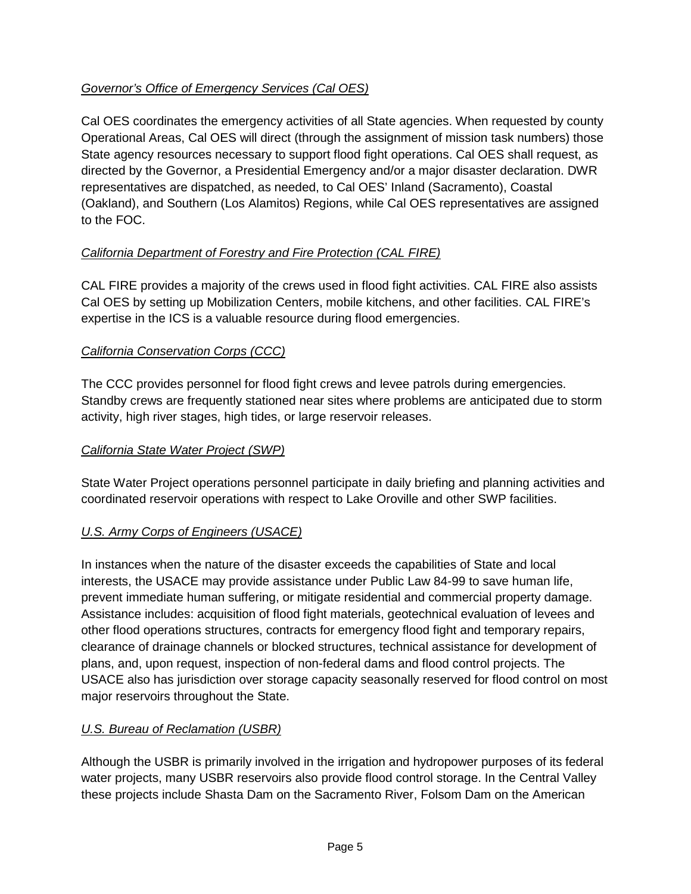*Governor's Office of Emergency Services (Cal OES)*

Cal OES coordinates the emergency activities of all State agencies. When requested by county Operational Areas, Cal OES will direct (through the assignment of mission task numbers) those State agency resources necessary to support flood fight operations. Cal OES shall request, as directed by the Governor, a Presidential Emergency and/or a major disaster declaration. DWR representatives are dispatched, as needed, to Cal OES' Inland (Sacramento), Coastal (Oakland), and Southern (Los Alamitos) Regions, while Cal OES representatives are assigned to the FOC.

*California Department of Forestry and Fire Protection (CAL FIRE)*

CAL FIRE provides a majority of the crews used in flood fight activities. CAL FIRE also assists Cal OES by setting up Mobilization Centers, mobile kitchens, and other facilities. CAL FIRE's expertise in the ICS is a valuable resource during flood emergencies.

*California Conservation Corps (CCC)*

The CCC provides personnel for flood fight crews and levee patrols during emergencies. Standby crews are frequently stationed near sites where problems are anticipated due to storm activity, high river stages, high tides, or large reservoir releases.

*California State Water Project (SWP)*

State Water Project operations personnel participate in daily briefing and planning activities and coordinated reservoir operations with respect to Lake Oroville and other SWP facilities.

*U.S. Army Corps of Engineers (USACE)*

In instances when the nature of the disaster exceeds the capabilities of State and local interests, the USACE may provide assistance under Public Law 84-99 to save human life, prevent immediate human suffering, or mitigate residential and commercial property damage. Assistance includes: acquisition of flood fight materials, geotechnical evaluation of levees and other flood operations structures, contracts for emergency flood fight and temporary repairs, clearance of drainage channels or blocked structures, technical assistance for development of plans, and, upon request, inspection of non-federal dams and flood control projects. The USACE also has jurisdiction over storage capacity seasonally reserved for flood control on most major reservoirs throughout the State.

*U.S. Bureau of Reclamation (USBR)*

Although the USBR is primarily involved in the irrigation and hydropower purposes of its federal water projects, many USBR reservoirs also provide flood control storage. In the Central Valley these projects include Shasta Dam on the Sacramento River, Folsom Dam on the American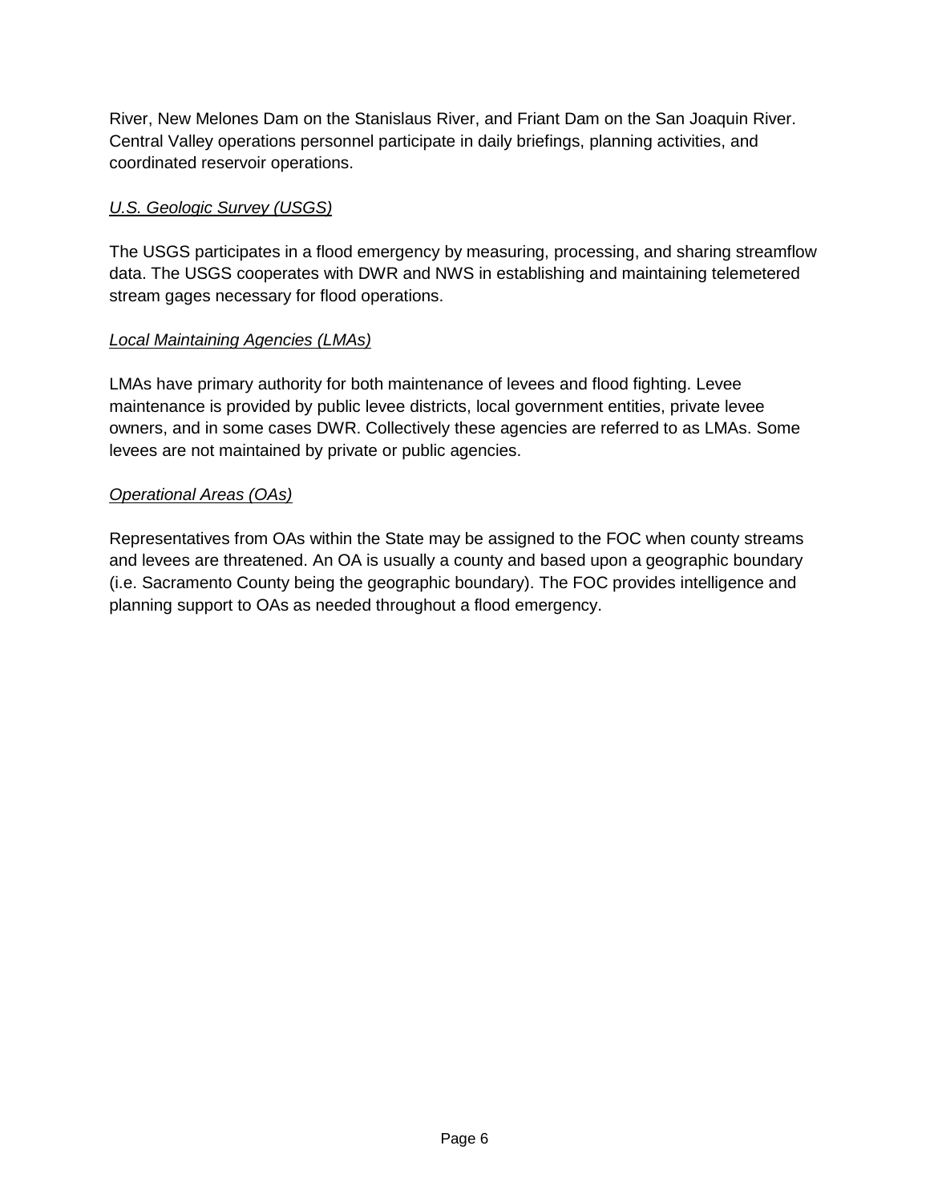River, New Melones Dam on the Stanislaus River, and Friant Dam on the San Joaquin River. Central Valley operations personnel participate in daily briefings, planning activities, and coordinated reservoir operations.

*U.S. Geologic Survey (USGS)*

The USGS participates in a flood emergency by measuring, processing, and sharing streamflow data. The USGS cooperates with DWR and NWS in establishing and maintaining telemetered stream gages necessary for flood operations.

*Local Maintaining Agencies (LMAs)*

LMAs have primary authority for both maintenance of levees and flood fighting. Levee maintenance is provided by public levee districts, local government entities, private levee owners, and in some cases DWR. Collectively these agencies are referred to as LMAs. Some levees are not maintained by private or public agencies.

*Operational Areas (OAs)*

Representatives from OAs within the State may be assigned to the FOC when county streams and levees are threatened. An OA is usually a county and based upon a geographic boundary (i.e. Sacramento County being the geographic boundary). The FOC provides intelligence and planning support to OAs as needed throughout a flood emergency.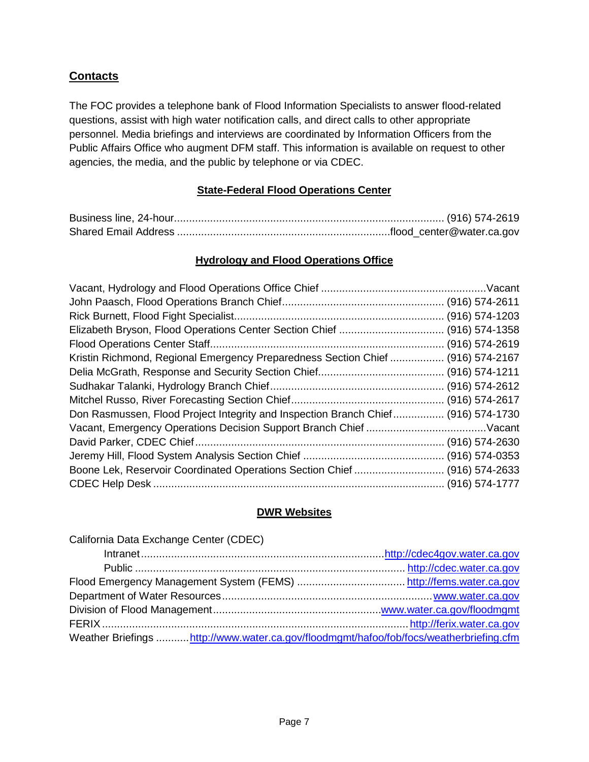## Contacts

The FOC provides a telephone bank of Flood Information Specialists to answer flood-related questions, assist with high water notification calls, and direct calls to other appropriate personnel. Media briefings and interviews are coordinated by Information Officers from the Public Affairs Office who augment DFM staff. This information is available on request to other agencies, the media, and the public by telephone or via CDEC.

### State-Federal Flood Operations Center

| | |
|---|---|
| Business line, 24-hour | (916) 574-2619 |
| Shared Email Address | flood_center@water.ca.gov |

### Hydrology and Flood Operations Office

| | |
|---|---|
| Vacant, Hydrology and Flood Operations Office Chief | Vacant |
| John Paasch, Flood Operations Branch Chief | (916) 574-2611 |
| Rick Burnett, Flood Fight Specialist | (916) 574-1203 |
| Elizabeth Bryson, Flood Operations Center Section Chief | (916) 574-1358 |
| Flood Operations Center Staff | (916) 574-2619 |
| Kristin Richmond, Regional Emergency Preparedness Section Chief | (916) 574-2167 |
| Delia McGrath, Response and Security Section Chief | (916) 574-1211 |
| Sudhakar Talanki, Hydrology Branch Chief | (916) 574-2612 |
| Mitchel Russo, River Forecasting Section Chief | (916) 574-2617 |
| Don Rasmussen, Flood Project Integrity and Inspection Branch Chief | (916) 574-1730 |
| Vacant, Emergency Operations Decision Support Branch Chief | Vacant |
| David Parker, CDEC Chief | (916) 574-2630 |
| Jeremy Hill, Flood System Analysis Section Chief | (916) 574-0353 |
| Boone Lek, Reservoir Coordinated Operations Section Chief | (916) 574-2633 |
| CDEC Help Desk | (916) 574-1777 |

### DWR Websites

| | |
|---|---|
| California Data Exchange Center (CDEC) | |
| Intranet | http://cdec4gov.water.ca.gov |
| Public | http://cdec.water.ca.gov |
| Flood Emergency Management System (FEMS) | http://fems.water.ca.gov |
| Department of Water Resources | www.water.ca.gov |
| Division of Flood Management | www.water.ca.gov/floodmgmt |
| FERIX | http://ferix.water.ca.gov |
| Weather Briefings | http://www.water.ca.gov/floodmgmt/hafoo/fob/focs/weatherbriefing.cfm |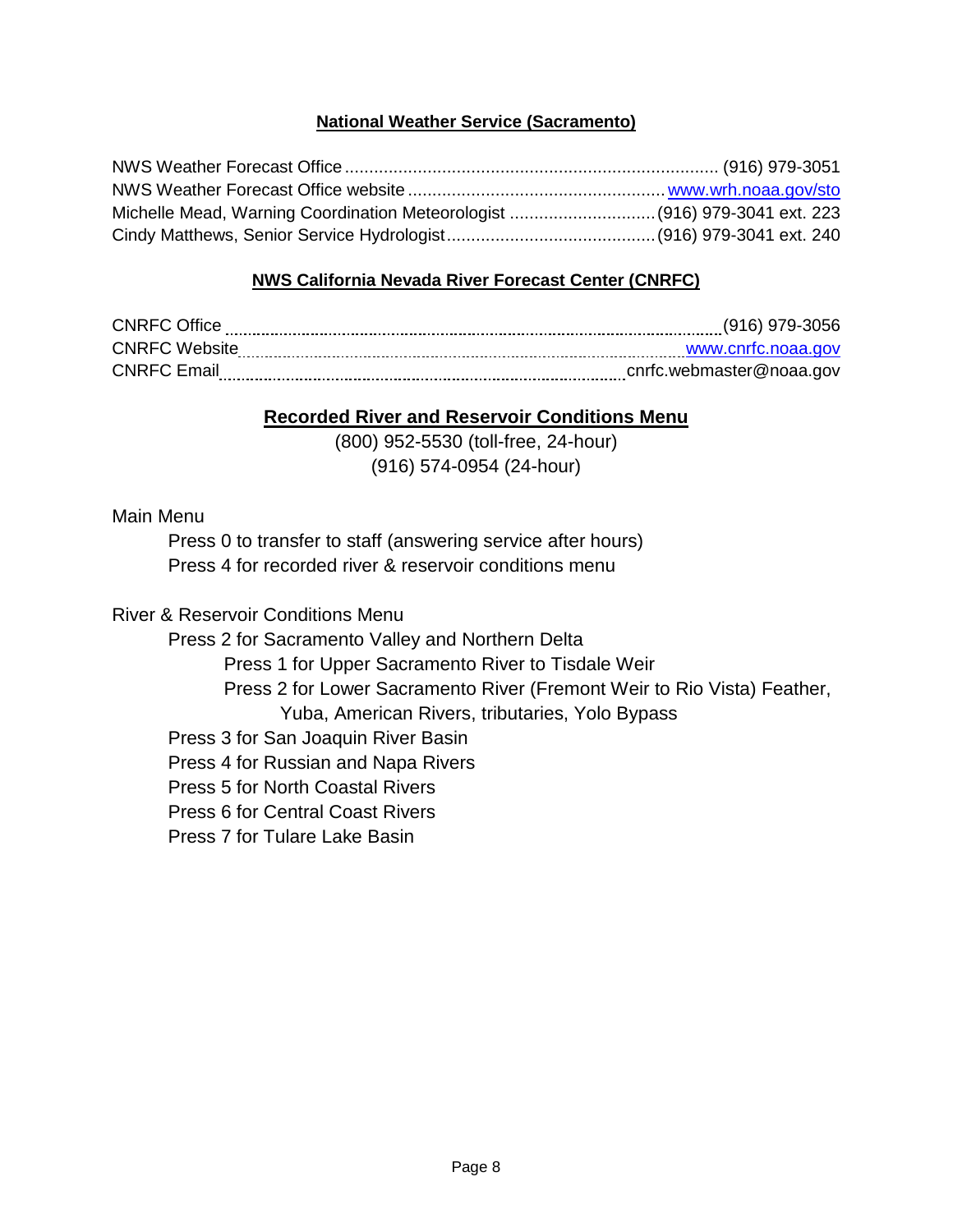## National Weather Service (Sacramento)

NWS Weather Forecast Office ............................................................................ (916) 979-3051
NWS Weather Forecast Office website .................................................... www.wrh.noaa.gov/sto
Michelle Mead, Warning Coordination Meteorologist .............................(916) 979-3041 ext. 223
Cindy Matthews, Senior Service Hydrologist..........................................(916) 979-3041 ext. 240

## NWS California Nevada River Forecast Center (CNRFC)

CNRFC Office ............................................................................................(916) 979-3056
CNRFC Website ............................................................................................ www.cnrfc.noaa.gov
CNRFC Email ............................................................................................ cnrfc.webmaster@noaa.gov

## Recorded River and Reservoir Conditions Menu

(800) 952-5530 (toll-free, 24-hour)
(916) 574-0954 (24-hour)

Main Menu

- Press 0 to transfer to staff (answering service after hours)
- Press 4 for recorded river & reservoir conditions menu

River & Reservoir Conditions Menu

- Press 2 for Sacramento Valley and Northern Delta
  - Press 1 for Upper Sacramento River to Tisdale Weir
  - Press 2 for Lower Sacramento River (Fremont Weir to Rio Vista) Feather, Yuba, American Rivers, tributaries, Yolo Bypass
- Press 3 for San Joaquin River Basin
- Press 4 for Russian and Napa Rivers
- Press 5 for North Coastal Rivers
- Press 6 for Central Coast Rivers
- Press 7 for Tulare Lake Basin